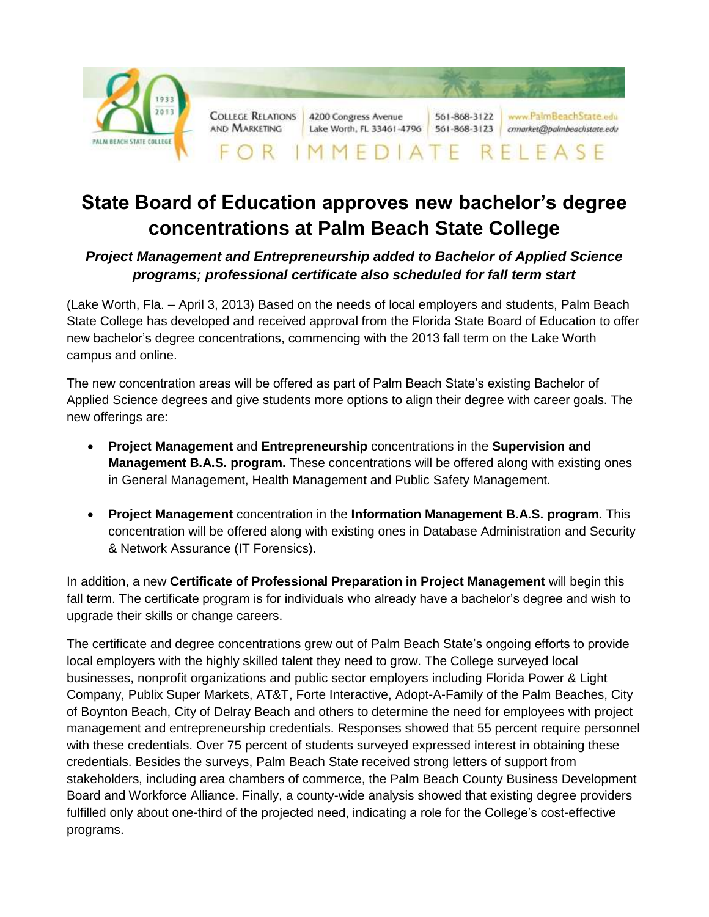COLLEGE RELATIONS AND MARKETING | 4200 Congress Avenue Lake Worth, FL 33461-4796 | 561-868-3122 561-868-3123 | www.PalmBeachState.edu crmarket@palmbeachstate.edu

FOR IMMEDIATE RELEASE

# State Board of Education approves new bachelor's degree concentrations at Palm Beach State College

***Project Management and Entrepreneurship added to Bachelor of Applied Science programs; professional certificate also scheduled for fall term start***

(Lake Worth, Fla. – April 3, 2013) Based on the needs of local employers and students, Palm Beach State College has developed and received approval from the Florida State Board of Education to offer new bachelor's degree concentrations, commencing with the 2013 fall term on the Lake Worth campus and online.

The new concentration areas will be offered as part of Palm Beach State's existing Bachelor of Applied Science degrees and give students more options to align their degree with career goals. The new offerings are:

- **Project Management** and **Entrepreneurship** concentrations in the **Supervision and Management B.A.S. program.** These concentrations will be offered along with existing ones in General Management, Health Management and Public Safety Management.

- **Project Management** concentration in the **Information Management B.A.S. program.** This concentration will be offered along with existing ones in Database Administration and Security & Network Assurance (IT Forensics).

In addition, a new **Certificate of Professional Preparation in Project Management** will begin this fall term. The certificate program is for individuals who already have a bachelor's degree and wish to upgrade their skills or change careers.

The certificate and degree concentrations grew out of Palm Beach State's ongoing efforts to provide local employers with the highly skilled talent they need to grow. The College surveyed local businesses, nonprofit organizations and public sector employers including Florida Power & Light Company, Publix Super Markets, AT&T, Forte Interactive, Adopt-A-Family of the Palm Beaches, City of Boynton Beach, City of Delray Beach and others to determine the need for employees with project management and entrepreneurship credentials. Responses showed that 55 percent require personnel with these credentials. Over 75 percent of students surveyed expressed interest in obtaining these credentials. Besides the surveys, Palm Beach State received strong letters of support from stakeholders, including area chambers of commerce, the Palm Beach County Business Development Board and Workforce Alliance. Finally, a county-wide analysis showed that existing degree providers fulfilled only about one-third of the projected need, indicating a role for the College's cost-effective programs.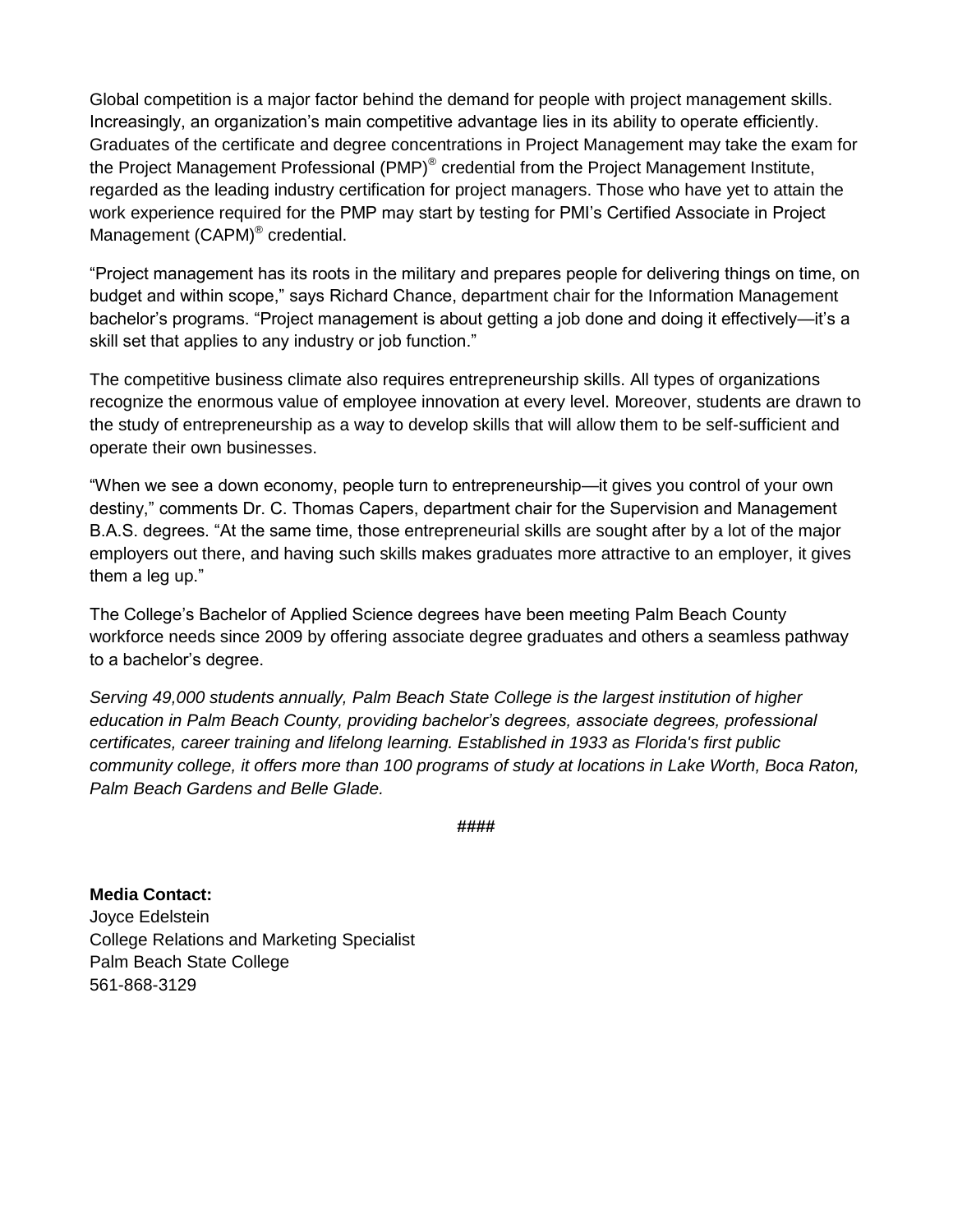Global competition is a major factor behind the demand for people with project management skills. Increasingly, an organization's main competitive advantage lies in its ability to operate efficiently. Graduates of the certificate and degree concentrations in Project Management may take the exam for the Project Management Professional (PMP)® credential from the Project Management Institute, regarded as the leading industry certification for project managers. Those who have yet to attain the work experience required for the PMP may start by testing for PMI's Certified Associate in Project Management (CAPM)® credential.

"Project management has its roots in the military and prepares people for delivering things on time, on budget and within scope," says Richard Chance, department chair for the Information Management bachelor's programs. "Project management is about getting a job done and doing it effectively—it's a skill set that applies to any industry or job function."

The competitive business climate also requires entrepreneurship skills. All types of organizations recognize the enormous value of employee innovation at every level. Moreover, students are drawn to the study of entrepreneurship as a way to develop skills that will allow them to be self-sufficient and operate their own businesses.

"When we see a down economy, people turn to entrepreneurship—it gives you control of your own destiny," comments Dr. C. Thomas Capers, department chair for the Supervision and Management B.A.S. degrees. "At the same time, those entrepreneurial skills are sought after by a lot of the major employers out there, and having such skills makes graduates more attractive to an employer, it gives them a leg up."

The College's Bachelor of Applied Science degrees have been meeting Palm Beach County workforce needs since 2009 by offering associate degree graduates and others a seamless pathway to a bachelor's degree.

*Serving 49,000 students annually, Palm Beach State College is the largest institution of higher education in Palm Beach County, providing bachelor's degrees, associate degrees, professional certificates, career training and lifelong learning. Established in 1933 as Florida's first public community college, it offers more than 100 programs of study at locations in Lake Worth, Boca Raton, Palm Beach Gardens and Belle Glade.*

####

**Media Contact:**
Joyce Edelstein
College Relations and Marketing Specialist
Palm Beach State College
561-868-3129